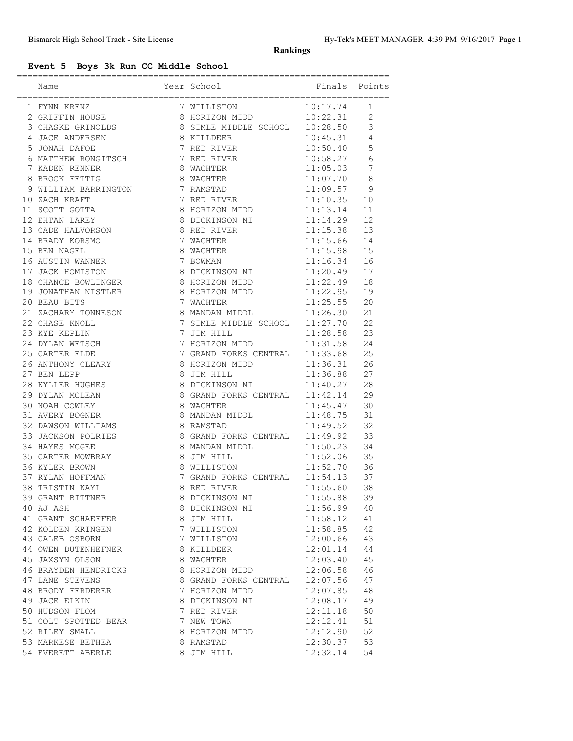# Rankings

## Event 5 Boys 3k Run CC Middle School

| Name | Year | School | Finals | Points |
|---|---|---|---|---|
| 1 FYNN KRENZ | 7 | WILLISTON | 10:17.74 | 1 |
| 2 GRIFFIN HOUSE | 8 | HORIZON MIDD | 10:22.31 | 2 |
| 3 CHASKE GRINOLDS | 8 | SIMLE MIDDLE SCHOOL | 10:28.50 | 3 |
| 4 JACE ANDERSEN | 8 | KILLDEER | 10:45.31 | 4 |
| 5 JONAH DAFOE | 7 | RED RIVER | 10:50.40 | 5 |
| 6 MATTHEW RONGITSCH | 7 | RED RIVER | 10:58.27 | 6 |
| 7 KADEN RENNER | 8 | WACHTER | 11:05.03 | 7 |
| 8 BROCK FETTIG | 8 | WACHTER | 11:07.70 | 8 |
| 9 WILLIAM BARRINGTON | 7 | RAMSTAD | 11:09.57 | 9 |
| 10 ZACH KRAFT | 7 | RED RIVER | 11:10.35 | 10 |
| 11 SCOTT GOTTA | 8 | HORIZON MIDD | 11:13.14 | 11 |
| 12 EHTAN LAREY | 8 | DICKINSON MI | 11:14.29 | 12 |
| 13 CADE HALVORSON | 8 | RED RIVER | 11:15.38 | 13 |
| 14 BRADY KORSMO | 7 | WACHTER | 11:15.66 | 14 |
| 15 BEN NAGEL | 8 | WACHTER | 11:15.98 | 15 |
| 16 AUSTIN WANNER | 7 | BOWMAN | 11:16.34 | 16 |
| 17 JACK HOMISTON | 8 | DICKINSON MI | 11:20.49 | 17 |
| 18 CHANCE BOWLINGER | 8 | HORIZON MIDD | 11:22.49 | 18 |
| 19 JONATHAN NISTLER | 8 | HORIZON MIDD | 11:22.95 | 19 |
| 20 BEAU BITS | 7 | WACHTER | 11:25.55 | 20 |
| 21 ZACHARY TONNESON | 8 | MANDAN MIDDL | 11:26.30 | 21 |
| 22 CHASE KNOLL | 7 | SIMLE MIDDLE SCHOOL | 11:27.70 | 22 |
| 23 KYE KEPLIN | 7 | JIM HILL | 11:28.58 | 23 |
| 24 DYLAN WETSCH | 7 | HORIZON MIDD | 11:31.58 | 24 |
| 25 CARTER ELDE | 7 | GRAND FORKS CENTRAL | 11:33.68 | 25 |
| 26 ANTHONY CLEARY | 8 | HORIZON MIDD | 11:36.31 | 26 |
| 27 BEN LEPP | 8 | JIM HILL | 11:36.88 | 27 |
| 28 KYLLER HUGHES | 8 | DICKINSON MI | 11:40.27 | 28 |
| 29 DYLAN MCLEAN | 8 | GRAND FORKS CENTRAL | 11:42.14 | 29 |
| 30 NOAH COWLEY | 8 | WACHTER | 11:45.47 | 30 |
| 31 AVERY BOGNER | 8 | MANDAN MIDDL | 11:48.75 | 31 |
| 32 DAWSON WILLIAMS | 8 | RAMSTAD | 11:49.52 | 32 |
| 33 JACKSON POLRIES | 8 | GRAND FORKS CENTRAL | 11:49.92 | 33 |
| 34 HAYES MCGEE | 8 | MANDAN MIDDL | 11:50.23 | 34 |
| 35 CARTER MOWBRAY | 8 | JIM HILL | 11:52.06 | 35 |
| 36 KYLER BROWN | 8 | WILLISTON | 11:52.70 | 36 |
| 37 RYLAN HOFFMAN | 7 | GRAND FORKS CENTRAL | 11:54.13 | 37 |
| 38 TRISTIN KAYL | 8 | RED RIVER | 11:55.60 | 38 |
| 39 GRANT BITTNER | 8 | DICKINSON MI | 11:55.88 | 39 |
| 40 AJ ASH | 8 | DICKINSON MI | 11:56.99 | 40 |
| 41 GRANT SCHAEFFER | 8 | JIM HILL | 11:58.12 | 41 |
| 42 KOLDEN KRINGEN | 7 | WILLISTON | 11:58.85 | 42 |
| 43 CALEB OSBORN | 7 | WILLISTON | 12:00.66 | 43 |
| 44 OWEN DUTENHEFNER | 8 | KILLDEER | 12:01.14 | 44 |
| 45 JAXSYN OLSON | 8 | WACHTER | 12:03.40 | 45 |
| 46 BRAYDEN HENDRICKS | 8 | HORIZON MIDD | 12:06.58 | 46 |
| 47 LANE STEVENS | 8 | GRAND FORKS CENTRAL | 12:07.56 | 47 |
| 48 BRODY FERDERER | 7 | HORIZON MIDD | 12:07.85 | 48 |
| 49 JACE ELKIN | 8 | DICKINSON MI | 12:08.17 | 49 |
| 50 HUDSON FLOM | 7 | RED RIVER | 12:11.18 | 50 |
| 51 COLT SPOTTED BEAR | 7 | NEW TOWN | 12:12.41 | 51 |
| 52 RILEY SMALL | 8 | HORIZON MIDD | 12:12.90 | 52 |
| 53 MARKESE BETHEA | 8 | RAMSTAD | 12:30.37 | 53 |
| 54 EVERETT ABERLE | 8 | JIM HILL | 12:32.14 | 54 |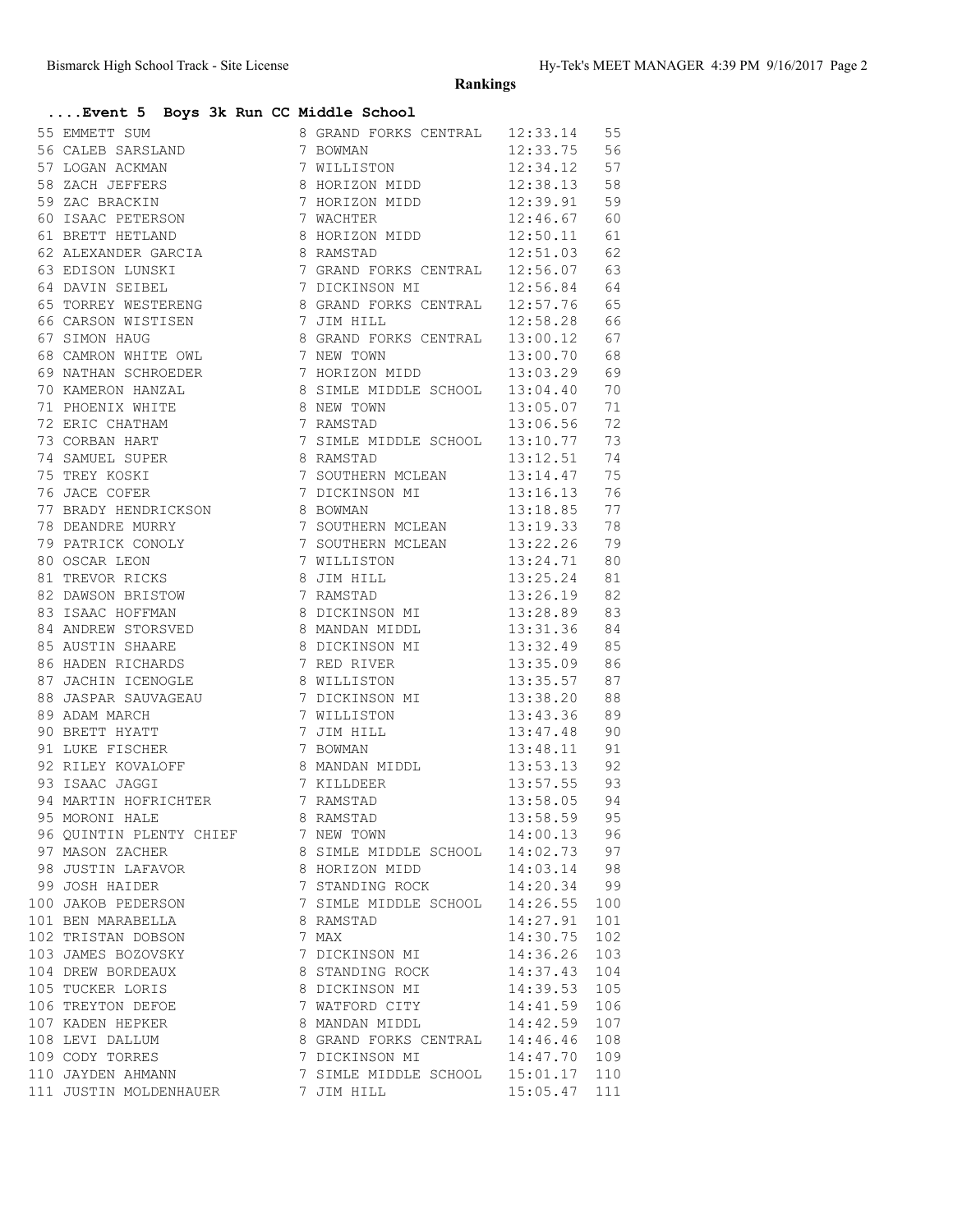# Rankings

## ....Event 5 Boys 3k Run CC Middle School

| Place | Name | Yr | School | Time | Pts |
|---|---|---|---|---|---|
| 55 | EMMETT SUM | 8 | GRAND FORKS CENTRAL | 12:33.14 | 55 |
| 56 | CALEB SARSLAND | 7 | BOWMAN | 12:33.75 | 56 |
| 57 | LOGAN ACKMAN | 7 | WILLISTON | 12:34.12 | 57 |
| 58 | ZACH JEFFERS | 8 | HORIZON MIDD | 12:38.13 | 58 |
| 59 | ZAC BRACKIN | 7 | HORIZON MIDD | 12:39.91 | 59 |
| 60 | ISAAC PETERSON | 7 | WACHTER | 12:46.67 | 60 |
| 61 | BRETT HETLAND | 8 | HORIZON MIDD | 12:50.11 | 61 |
| 62 | ALEXANDER GARCIA | 8 | RAMSTAD | 12:51.03 | 62 |
| 63 | EDISON LUNSKI | 7 | GRAND FORKS CENTRAL | 12:56.07 | 63 |
| 64 | DAVIN SEIBEL | 7 | DICKINSON MI | 12:56.84 | 64 |
| 65 | TORREY WESTERENG | 8 | GRAND FORKS CENTRAL | 12:57.76 | 65 |
| 66 | CARSON WISTISEN | 7 | JIM HILL | 12:58.28 | 66 |
| 67 | SIMON HAUG | 8 | GRAND FORKS CENTRAL | 13:00.12 | 67 |
| 68 | CAMRON WHITE OWL | 7 | NEW TOWN | 13:00.70 | 68 |
| 69 | NATHAN SCHROEDER | 7 | HORIZON MIDD | 13:03.29 | 69 |
| 70 | KAMERON HANZAL | 8 | SIMLE MIDDLE SCHOOL | 13:04.40 | 70 |
| 71 | PHOENIX WHITE | 8 | NEW TOWN | 13:05.07 | 71 |
| 72 | ERIC CHATHAM | 7 | RAMSTAD | 13:06.56 | 72 |
| 73 | CORBAN HART | 7 | SIMLE MIDDLE SCHOOL | 13:10.77 | 73 |
| 74 | SAMUEL SUPER | 8 | RAMSTAD | 13:12.51 | 74 |
| 75 | TREY KOSKI | 7 | SOUTHERN MCLEAN | 13:14.47 | 75 |
| 76 | JACE COFER | 7 | DICKINSON MI | 13:16.13 | 76 |
| 77 | BRADY HENDRICKSON | 8 | BOWMAN | 13:18.85 | 77 |
| 78 | DEANDRE MURRY | 7 | SOUTHERN MCLEAN | 13:19.33 | 78 |
| 79 | PATRICK CONOLY | 7 | SOUTHERN MCLEAN | 13:22.26 | 79 |
| 80 | OSCAR LEON | 7 | WILLISTON | 13:24.71 | 80 |
| 81 | TREVOR RICKS | 8 | JIM HILL | 13:25.24 | 81 |
| 82 | DAWSON BRISTOW | 7 | RAMSTAD | 13:26.19 | 82 |
| 83 | ISAAC HOFFMAN | 8 | DICKINSON MI | 13:28.89 | 83 |
| 84 | ANDREW STORSVED | 8 | MANDAN MIDDL | 13:31.36 | 84 |
| 85 | AUSTIN SHAARE | 8 | DICKINSON MI | 13:32.49 | 85 |
| 86 | HADEN RICHARDS | 7 | RED RIVER | 13:35.09 | 86 |
| 87 | JACHIN ICENOGLE | 8 | WILLISTON | 13:35.57 | 87 |
| 88 | JASPAR SAUVAGEAU | 7 | DICKINSON MI | 13:38.20 | 88 |
| 89 | ADAM MARCH | 7 | WILLISTON | 13:43.36 | 89 |
| 90 | BRETT HYATT | 7 | JIM HILL | 13:47.48 | 90 |
| 91 | LUKE FISCHER | 7 | BOWMAN | 13:48.11 | 91 |
| 92 | RILEY KOVALOFF | 8 | MANDAN MIDDL | 13:53.13 | 92 |
| 93 | ISAAC JAGGI | 7 | KILLDEER | 13:57.55 | 93 |
| 94 | MARTIN HOFRICHTER | 7 | RAMSTAD | 13:58.05 | 94 |
| 95 | MORONI HALE | 8 | RAMSTAD | 13:58.59 | 95 |
| 96 | QUINTIN PLENTY CHIEF | 7 | NEW TOWN | 14:00.13 | 96 |
| 97 | MASON ZACHER | 8 | SIMLE MIDDLE SCHOOL | 14:02.73 | 97 |
| 98 | JUSTIN LAFAVOR | 8 | HORIZON MIDD | 14:03.14 | 98 |
| 99 | JOSH HAIDER | 7 | STANDING ROCK | 14:20.34 | 99 |
| 100 | JAKOB PEDERSON | 7 | SIMLE MIDDLE SCHOOL | 14:26.55 | 100 |
| 101 | BEN MARABELLA | 8 | RAMSTAD | 14:27.91 | 101 |
| 102 | TRISTAN DOBSON | 7 | MAX | 14:30.75 | 102 |
| 103 | JAMES BOZOVSKY | 7 | DICKINSON MI | 14:36.26 | 103 |
| 104 | DREW BORDEAUX | 8 | STANDING ROCK | 14:37.43 | 104 |
| 105 | TUCKER LORIS | 8 | DICKINSON MI | 14:39.53 | 105 |
| 106 | TREYTON DEFOE | 7 | WATFORD CITY | 14:41.59 | 106 |
| 107 | KADEN HEPKER | 8 | MANDAN MIDDL | 14:42.59 | 107 |
| 108 | LEVI DALLUM | 8 | GRAND FORKS CENTRAL | 14:46.46 | 108 |
| 109 | CODY TORRES | 7 | DICKINSON MI | 14:47.70 | 109 |
| 110 | JAYDEN AHMANN | 7 | SIMLE MIDDLE SCHOOL | 15:01.17 | 110 |
| 111 | JUSTIN MOLDENHAUER | 7 | JIM HILL | 15:05.47 | 111 |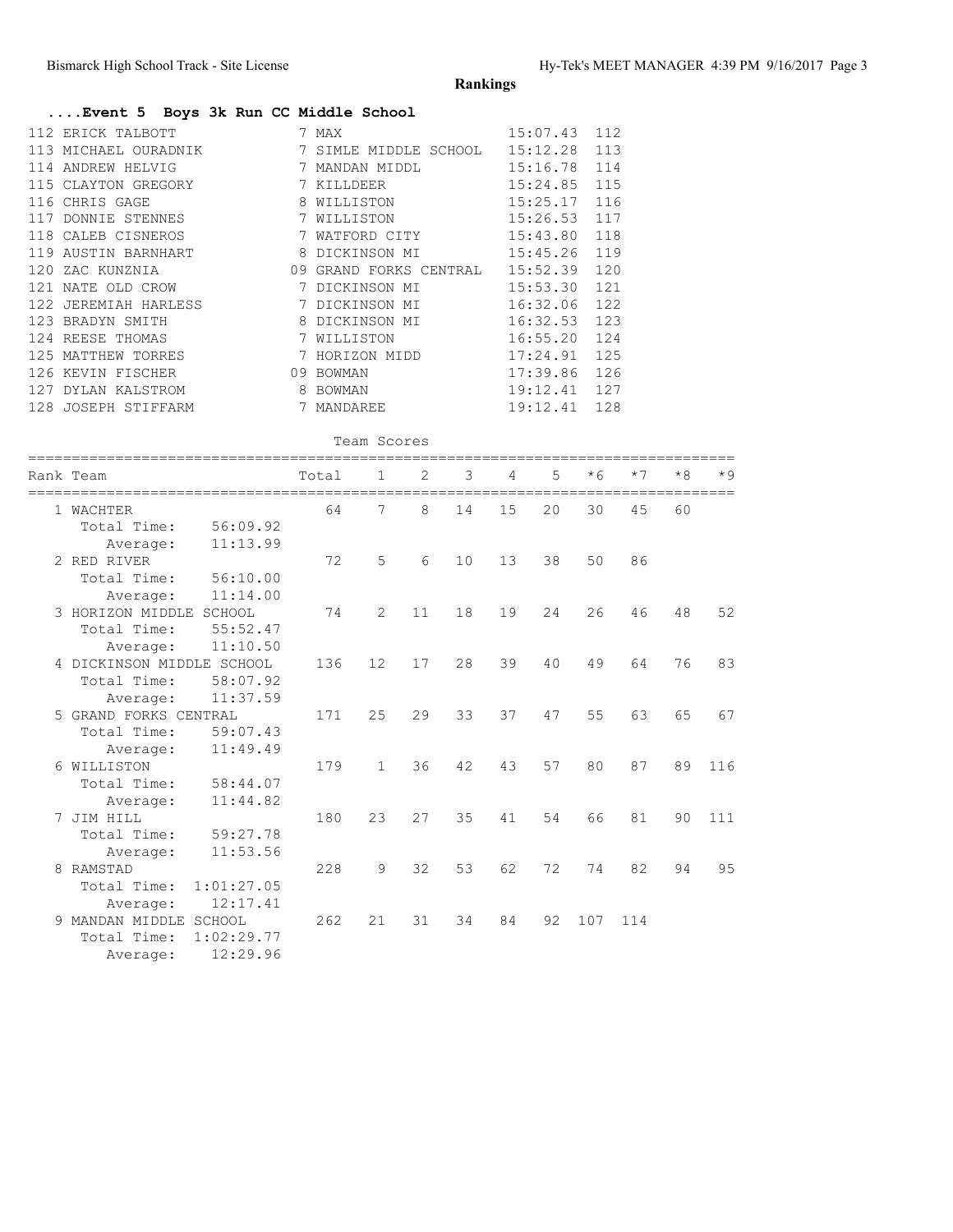## Rankings

### ....Event 5 Boys 3k Run CC Middle School

| Place | Name | Year | School | Time | Points |
|---|---|---|---|---|---|
| 112 | ERICK TALBOTT | 7 | MAX | 15:07.43 | 112 |
| 113 | MICHAEL OURADNIK | 7 | SIMLE MIDDLE SCHOOL | 15:12.28 | 113 |
| 114 | ANDREW HELVIG | 7 | MANDAN MIDDL | 15:16.78 | 114 |
| 115 | CLAYTON GREGORY | 7 | KILLDEER | 15:24.85 | 115 |
| 116 | CHRIS GAGE | 8 | WILLISTON | 15:25.17 | 116 |
| 117 | DONNIE STENNES | 7 | WILLISTON | 15:26.53 | 117 |
| 118 | CALEB CISNEROS | 7 | WATFORD CITY | 15:43.80 | 118 |
| 119 | AUSTIN BARNHART | 8 | DICKINSON MI | 15:45.26 | 119 |
| 120 | ZAC KUNZNIA | 09 | GRAND FORKS CENTRAL | 15:52.39 | 120 |
| 121 | NATE OLD CROW | 7 | DICKINSON MI | 15:53.30 | 121 |
| 122 | JEREMIAH HARLESS | 7 | DICKINSON MI | 16:32.06 | 122 |
| 123 | BRADYN SMITH | 8 | DICKINSON MI | 16:32.53 | 123 |
| 124 | REESE THOMAS | 7 | WILLISTON | 16:55.20 | 124 |
| 125 | MATTHEW TORRES | 7 | HORIZON MIDD | 17:24.91 | 125 |
| 126 | KEVIN FISCHER | 09 | BOWMAN | 17:39.86 | 126 |
| 127 | DYLAN KALSTROM | 8 | BOWMAN | 19:12.41 | 127 |
| 128 | JOSEPH STIFFARM | 7 | MANDAREE | 19:12.41 | 128 |

Team Scores

| Rank | Team | Total | 1 | 2 | 3 | 4 | 5 | *6 | *7 | *8 | *9 |
|---|---|---|---|---|---|---|---|---|---|---|---|
| 1 | WACHTER | 64 | 7 | 8 | 14 | 15 | 20 | 30 | 45 | 60 | |
| | Total Time: 56:09.92 | | | | | | | | | | |
| | Average: 11:13.99 | | | | | | | | | | |
| 2 | RED RIVER | 72 | 5 | 6 | 10 | 13 | 38 | 50 | 86 | | |
| | Total Time: 56:10.00 | | | | | | | | | | |
| | Average: 11:14.00 | | | | | | | | | | |
| 3 | HORIZON MIDDLE SCHOOL | 74 | 2 | 11 | 18 | 19 | 24 | 26 | 46 | 48 | 52 |
| | Total Time: 55:52.47 | | | | | | | | | | |
| | Average: 11:10.50 | | | | | | | | | | |
| 4 | DICKINSON MIDDLE SCHOOL | 136 | 12 | 17 | 28 | 39 | 40 | 49 | 64 | 76 | 83 |
| | Total Time: 58:07.92 | | | | | | | | | | |
| | Average: 11:37.59 | | | | | | | | | | |
| 5 | GRAND FORKS CENTRAL | 171 | 25 | 29 | 33 | 37 | 47 | 55 | 63 | 65 | 67 |
| | Total Time: 59:07.43 | | | | | | | | | | |
| | Average: 11:49.49 | | | | | | | | | | |
| 6 | WILLISTON | 179 | 1 | 36 | 42 | 43 | 57 | 80 | 87 | 89 | 116 |
| | Total Time: 58:44.07 | | | | | | | | | | |
| | Average: 11:44.82 | | | | | | | | | | |
| 7 | JIM HILL | 180 | 23 | 27 | 35 | 41 | 54 | 66 | 81 | 90 | 111 |
| | Total Time: 59:27.78 | | | | | | | | | | |
| | Average: 11:53.56 | | | | | | | | | | |
| 8 | RAMSTAD | 228 | 9 | 32 | 53 | 62 | 72 | 74 | 82 | 94 | 95 |
| | Total Time: 1:01:27.05 | | | | | | | | | | |
| | Average: 12:17.41 | | | | | | | | | | |
| 9 | MANDAN MIDDLE SCHOOL | 262 | 21 | 31 | 34 | 84 | 92 | 107 | 114 | | |
| | Total Time: 1:02:29.77 | | | | | | | | | | |
| | Average: 12:29.96 | | | | | | | | | | |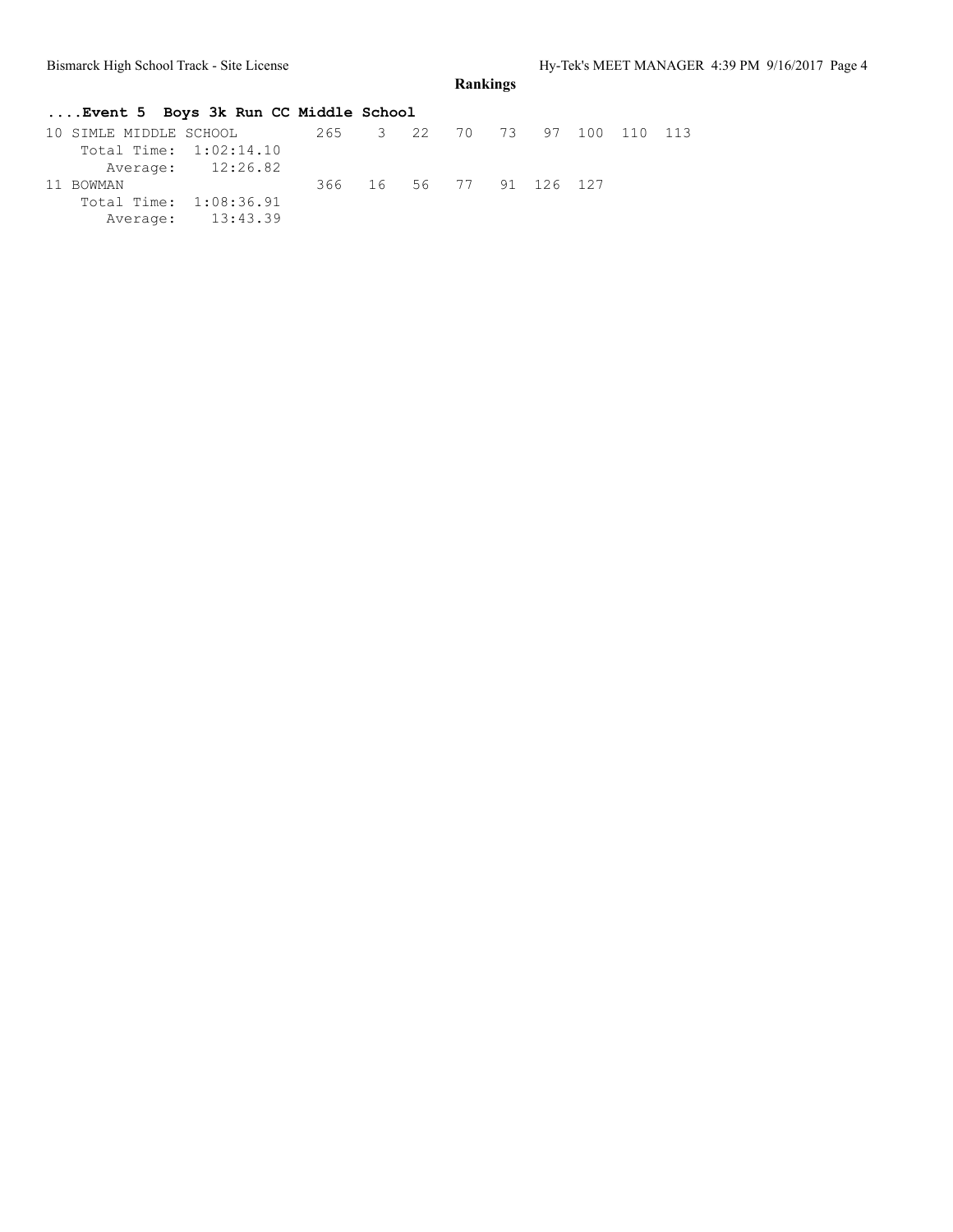## Rankings

### ....Event 5 Boys 3k Run CC Middle School

| | | | | | | | | | | |
|---|---|---|---|---|---|---|---|---|---|---|
| 10 | SIMLE MIDDLE SCHOOL | 265 | 3 | 22 | 70 | 73 | 97 | 100 | 110 | 113 |
| | Total Time: 1:02:14.10 | | | | | | | | | |
| | Average: 12:26.82 | | | | | | | | | |
| 11 | BOWMAN | 366 | 16 | 56 | 77 | 91 | 126 | 127 | | |
| | Total Time: 1:08:36.91 | | | | | | | | | |
| | Average: 13:43.39 | | | | | | | | | |